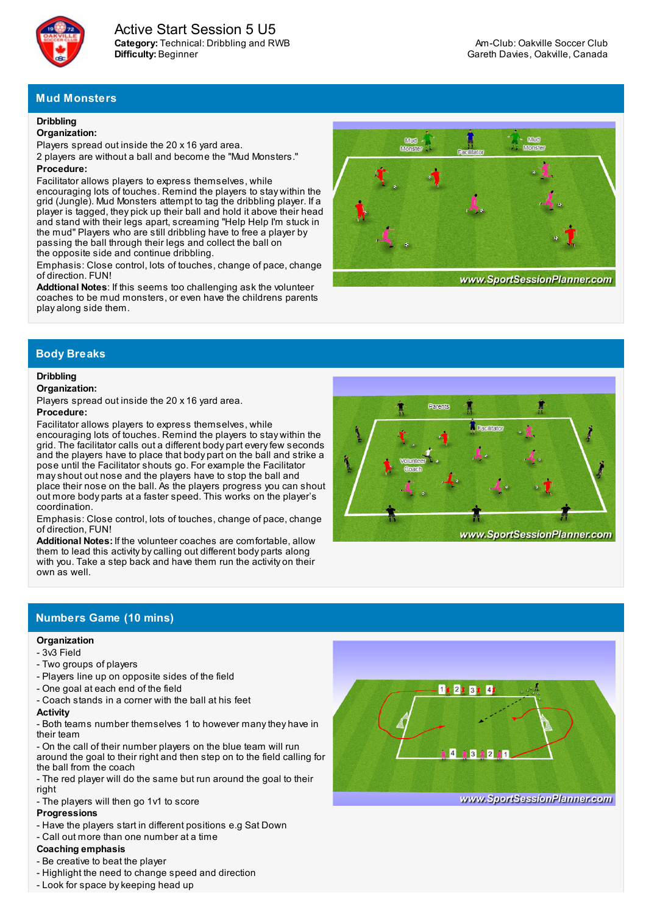# Active Start Session 5 U5

**Category:** Technical: Dribbling and RWB
**Difficulty:** Beginner

Am-Club: Oakville Soccer Club
Gareth Davies, Oakville, Canada

## Mud Monsters

**Dribbling**
**Organization:**
Players spread out inside the 20 x 16 yard area.
2 players are without a ball and become the "Mud Monsters."
**Procedure:**
Facilitator allows players to express themselves, while encouraging lots of touches. Remind the players to stay within the grid (Jungle). Mud Monsters attempt to tag the dribbling player. If a player is tagged, they pick up their ball and hold it above their head and stand with their legs apart, screaming "Help Help I'm stuck in the mud" Players who are still dribbling have to free a player by passing the ball through their legs and collect the ball on the opposite side and continue dribbling.
Emphasis: Close control, lots of touches, change of pace, change of direction. FUN!
**Addtional Notes:** If this seems too challenging ask the volunteer coaches to be mud monsters, or even have the childrens parents play along side them.

## Body Breaks

**Dribbling**
**Organization:**
Players spread out inside the 20 x 16 yard area.
**Procedure:**
Facilitator allows players to express themselves, while encouraging lots of touches. Remind the players to stay within the grid. The facilitator calls out a different body part every few seconds and the players have to place that body part on the ball and strike a pose until the Facilitator shouts go. For example the Facilitator may shout out nose and the players have to stop the ball and place their nose on the ball. As the players progress you can shout out more body parts at a faster speed. This works on the player's coordination.
Emphasis: Close control, lots of touches, change of pace, change of direction, FUN!
**Additional Notes:** If the volunteer coaches are comfortable, allow them to lead this activity by calling out different body parts along with you. Take a step back and have them run the activity on their own as well.

## Numbers Game (10 mins)

**Organization**
- 3v3 Field
- Two groups of players
- Players line up on opposite sides of the field
- One goal at each end of the field
- Coach stands in a corner with the ball at his feet

**Activity**
- Both teams number themselves 1 to however many they have in their team
- On the call of their number players on the blue team will run around the goal to their right and then step on to the field calling for the ball from the coach
- The red player will do the same but run around the goal to their right
- The players will then go 1v1 to score

**Progressions**
- Have the players start in different positions e.g Sat Down
- Call out more than one number at a time

**Coaching emphasis**
- Be creative to beat the player
- Highlight the need to change speed and direction
- Look for space by keeping head up